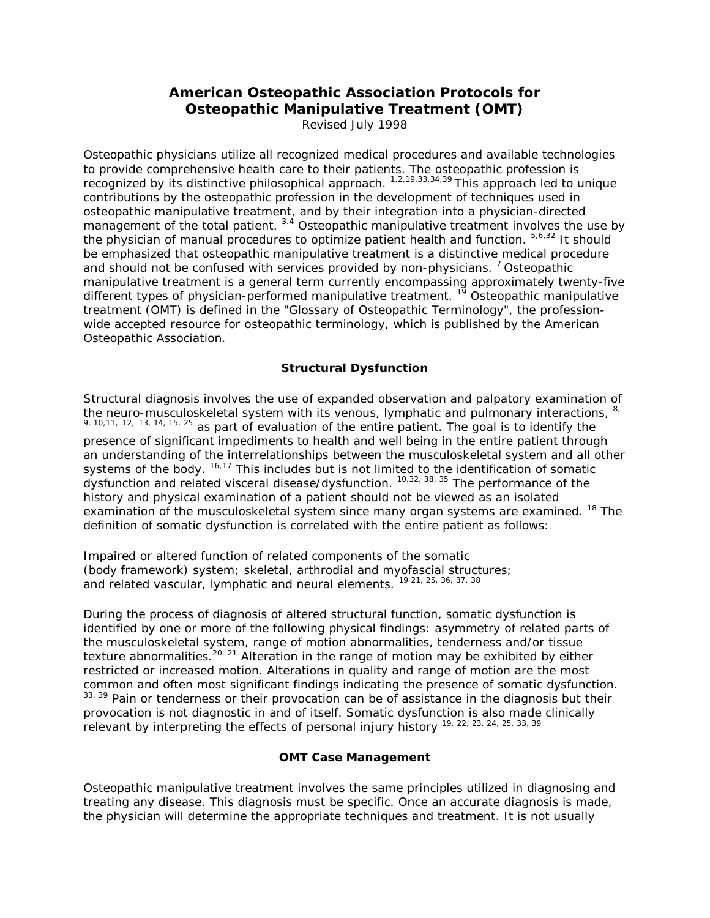# American Osteopathic Association Protocols for Osteopathic Manipulative Treatment (OMT)

Revised July 1998

Osteopathic physicians utilize all recognized medical procedures and available technologies to provide comprehensive health care to their patients. The osteopathic profession is recognized by its distinctive philosophical approach. [1,2,19,33,34,39] This approach led to unique contributions by the osteopathic profession in the development of techniques used in osteopathic manipulative treatment, and by their integration into a physician-directed management of the total patient. [3.4] Osteopathic manipulative treatment involves the use by the physician of manual procedures to optimize patient health and function. [5,6,32] It should be emphasized that osteopathic manipulative treatment is a distinctive medical procedure and should not be confused with services provided by non-physicians. [7] Osteopathic manipulative treatment is a general term currently encompassing approximately twenty-five different types of physician-performed manipulative treatment. [19] Osteopathic manipulative treatment (OMT) is defined in the "Glossary of Osteopathic Terminology", the profession-wide accepted resource for osteopathic terminology, which is published by the American Osteopathic Association.

### Structural Dysfunction

Structural diagnosis involves the use of expanded observation and palpatory examination of the neuro-musculoskeletal system with its venous, lymphatic and pulmonary interactions, [8, 9, 10,11, 12, 13, 14, 15, 25] as part of evaluation of the entire patient. The goal is to identify the presence of significant impediments to health and well being in the entire patient through an understanding of the interrelationships between the musculoskeletal system and all other systems of the body. [16,17] This includes but is not limited to the identification of somatic dysfunction and related visceral disease/dysfunction. [10,32, 38, 35] The performance of the history and physical examination of a patient should not be viewed as an isolated examination of the musculoskeletal system since many organ systems are examined. [18] The definition of somatic dysfunction is correlated with the entire patient as follows:

Impaired or altered function of related components of the somatic (body framework) system; skeletal, arthrodial and myofascial structures; and related vascular, lymphatic and neural elements. [19 21, 25, 36, 37, 38]

During the process of diagnosis of altered structural function, somatic dysfunction is identified by one or more of the following physical findings: asymmetry of related parts of the musculoskeletal system, range of motion abnormalities, tenderness and/or tissue texture abnormalities.[20, 21] Alteration in the range of motion may be exhibited by either restricted or increased motion. Alterations in quality and range of motion are the most common and often most significant findings indicating the presence of somatic dysfunction. [33, 39] Pain or tenderness or their provocation can be of assistance in the diagnosis but their provocation is not diagnostic in and of itself. Somatic dysfunction is also made clinically relevant by interpreting the effects of personal injury history [19, 22, 23, 24, 25, 33, 39]

### OMT Case Management

Osteopathic manipulative treatment involves the same principles utilized in diagnosing and treating any disease. This diagnosis must be specific. Once an accurate diagnosis is made, the physician will determine the appropriate techniques and treatment. It is not usually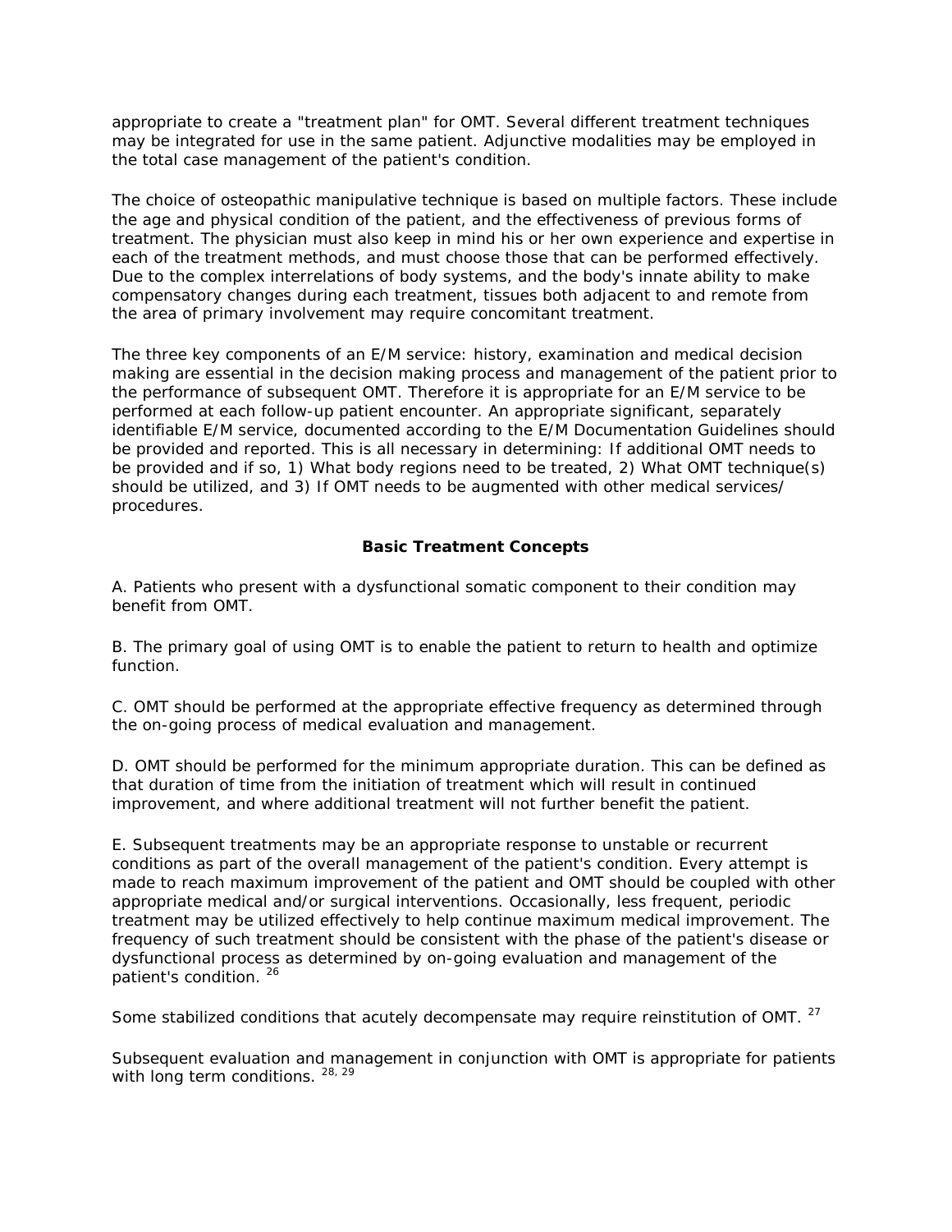appropriate to create a "treatment plan" for OMT. Several different treatment techniques may be integrated for use in the same patient. Adjunctive modalities may be employed in the total case management of the patient's condition.

The choice of osteopathic manipulative technique is based on multiple factors. These include the age and physical condition of the patient, and the effectiveness of previous forms of treatment. The physician must also keep in mind his or her own experience and expertise in each of the treatment methods, and must choose those that can be performed effectively. Due to the complex interrelations of body systems, and the body's innate ability to make compensatory changes during each treatment, tissues both adjacent to and remote from the area of primary involvement may require concomitant treatment.

The three key components of an E/M service: history, examination and medical decision making are essential in the decision making process and management of the patient prior to the performance of subsequent OMT. Therefore it is appropriate for an E/M service to be performed at each follow-up patient encounter. An appropriate significant, separately identifiable E/M service, documented according to the E/M Documentation Guidelines should be provided and reported. This is all necessary in determining: If additional OMT needs to be provided and if so, 1) What body regions need to be treated, 2) What OMT technique(s) should be utilized, and 3) If OMT needs to be augmented with other medical services/ procedures.

**Basic Treatment Concepts**

A. Patients who present with a dysfunctional somatic component to their condition may benefit from OMT.

B. The primary goal of using OMT is to enable the patient to return to health and optimize function.

C. OMT should be performed at the appropriate effective frequency as determined through the on-going process of medical evaluation and management.

D. OMT should be performed for the minimum appropriate duration. This can be defined as that duration of time from the initiation of treatment which will result in continued improvement, and where additional treatment will not further benefit the patient.

E. Subsequent treatments may be an appropriate response to unstable or recurrent conditions as part of the overall management of the patient's condition. Every attempt is made to reach maximum improvement of the patient and OMT should be coupled with other appropriate medical and/or surgical interventions. Occasionally, less frequent, periodic treatment may be utilized effectively to help continue maximum medical improvement. The frequency of such treatment should be consistent with the phase of the patient's disease or dysfunctional process as determined by on-going evaluation and management of the patient's condition. [26]

Some stabilized conditions that acutely decompensate may require reinstitution of OMT. [27]

Subsequent evaluation and management in conjunction with OMT is appropriate for patients with long term conditions. [28, 29]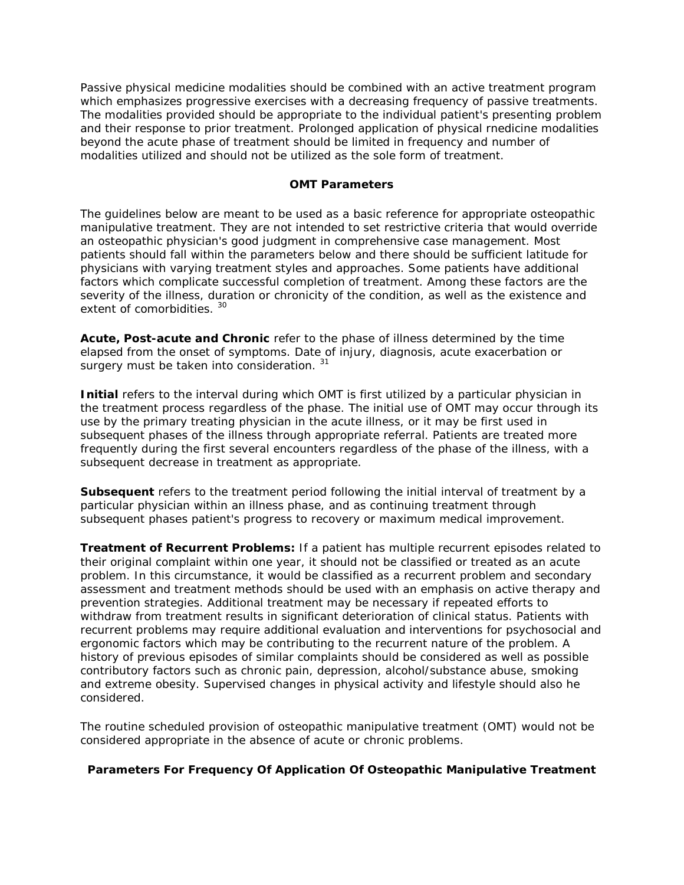Passive physical medicine modalities should be combined with an active treatment program which emphasizes progressive exercises with a decreasing frequency of passive treatments. The modalities provided should be appropriate to the individual patient's presenting problem and their response to prior treatment. Prolonged application of physical rnedicine modalities beyond the acute phase of treatment should be limited in frequency and number of modalities utilized and should not be utilized as the sole form of treatment.

## OMT Parameters

The guidelines below are meant to be used as a basic reference for appropriate osteopathic manipulative treatment. They are not intended to set restrictive criteria that would override an osteopathic physician's good judgment in comprehensive case management. Most patients should fall within the parameters below and there should be sufficient latitude for physicians with varying treatment styles and approaches. Some patients have additional factors which complicate successful completion of treatment. Among these factors are the severity of the illness, duration or chronicity of the condition, as well as the existence and extent of comorbidities. [30]

**Acute, Post-acute and Chronic** refer to the phase of illness determined by the time elapsed from the onset of symptoms. Date of injury, diagnosis, acute exacerbation or surgery must be taken into consideration. [31]

**Initial** refers to the interval during which OMT is first utilized by a particular physician in the treatment process regardless of the phase. The initial use of OMT may occur through its use by the primary treating physician in the acute illness, or it may be first used in subsequent phases of the illness through appropriate referral. Patients are treated more frequently during the first several encounters regardless of the phase of the illness, with a subsequent decrease in treatment as appropriate.

**Subsequent** refers to the treatment period following the initial interval of treatment by a particular physician within an illness phase, and as continuing treatment through subsequent phases patient's progress to recovery or maximum medical improvement.

**Treatment of Recurrent Problems:** If a patient has multiple recurrent episodes related to their original complaint within one year, it should not be classified or treated as an acute problem. In this circumstance, it would be classified as a recurrent problem and secondary assessment and treatment methods should be used with an emphasis on active therapy and prevention strategies. Additional treatment may be necessary if repeated efforts to withdraw from treatment results in significant deterioration of clinical status. Patients with recurrent problems may require additional evaluation and interventions for psychosocial and ergonomic factors which may be contributing to the recurrent nature of the problem. A history of previous episodes of similar complaints should be considered as well as possible contributory factors such as chronic pain, depression, alcohol/substance abuse, smoking and extreme obesity. Supervised changes in physical activity and lifestyle should also he considered.

The routine scheduled provision of osteopathic manipulative treatment (OMT) would not be considered appropriate in the absence of acute or chronic problems.

## Parameters For Frequency Of Application Of Osteopathic Manipulative Treatment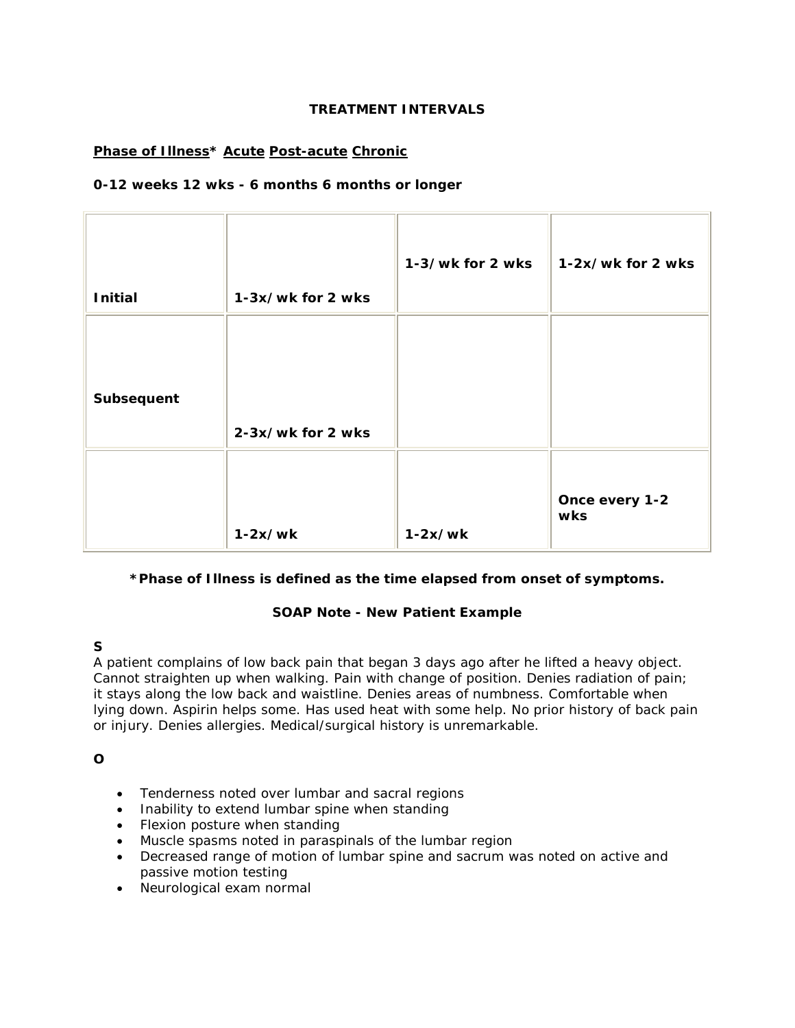**TREATMENT INTERVALS**

**<u>Phase of Illness</u>\*  <u>Acute</u> <u>Post-acute</u> <u>Chronic</u>**

**0-12 weeks 12 wks - 6 months 6 months or longer**

| | | | |
|---|---|---|---|
| **Initial** | **1-3x/wk for 2 wks** | **1-3/wk for 2 wks** | **1-2x/wk for 2 wks** |
| **Subsequent** | **2-3x/wk for 2 wks** | | |
| | **1-2x/wk** | **1-2x/wk** | **Once every 1-2 wks** |

**\*Phase of Illness is defined as the time elapsed from onset of symptoms.**

**SOAP Note - New Patient Example**

**S**

A patient complains of low back pain that began 3 days ago after he lifted a heavy object. Cannot straighten up when walking. Pain with change of position. Denies radiation of pain; it stays along the low back and waistline. Denies areas of numbness. Comfortable when lying down. Aspirin helps some. Has used heat with some help. No prior history of back pain or injury. Denies allergies. Medical/surgical history is unremarkable.

**O**

- Tenderness noted over lumbar and sacral regions
- Inability to extend lumbar spine when standing
- Flexion posture when standing
- Muscle spasms noted in paraspinals of the lumbar region
- Decreased range of motion of lumbar spine and sacrum was noted on active and passive motion testing
- Neurological exam normal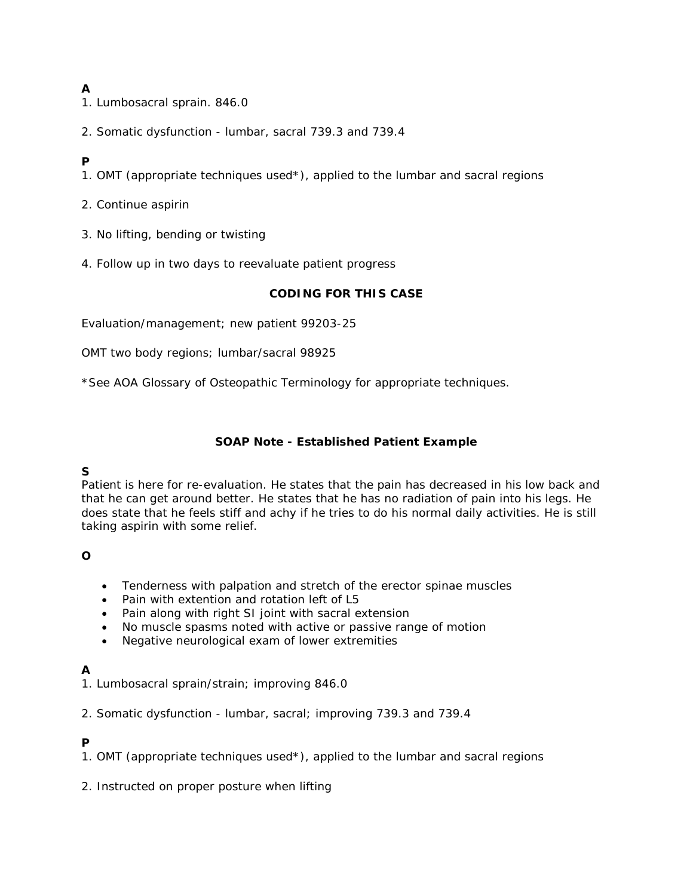**A**

1. Lumbosacral sprain. 846.0

2. Somatic dysfunction - lumbar, sacral 739.3 and 739.4

**P**

1. OMT (appropriate techniques used*), applied to the lumbar and sacral regions

2. Continue aspirin

3. No lifting, bending or twisting

4. Follow up in two days to reevaluate patient progress

### CODING FOR THIS CASE

Evaluation/management; new patient 99203-25

OMT two body regions; lumbar/sacral 98925

*See AOA Glossary of Osteopathic Terminology for appropriate techniques.

## SOAP Note - Established Patient Example

**S**

Patient is here for re-evaluation. He states that the pain has decreased in his low back and that he can get around better. He states that he has no radiation of pain into his legs. He does state that he feels stiff and achy if he tries to do his normal daily activities. He is still taking aspirin with some relief.

**O**

- Tenderness with palpation and stretch of the erector spinae muscles
- Pain with extention and rotation left of L5
- Pain along with right SI joint with sacral extension
- No muscle spasms noted with active or passive range of motion
- Negative neurological exam of lower extremities

**A**

1. Lumbosacral sprain/strain; improving 846.0

2. Somatic dysfunction - lumbar, sacral; improving 739.3 and 739.4

**P**

1. OMT (appropriate techniques used*), applied to the lumbar and sacral regions

2. Instructed on proper posture when lifting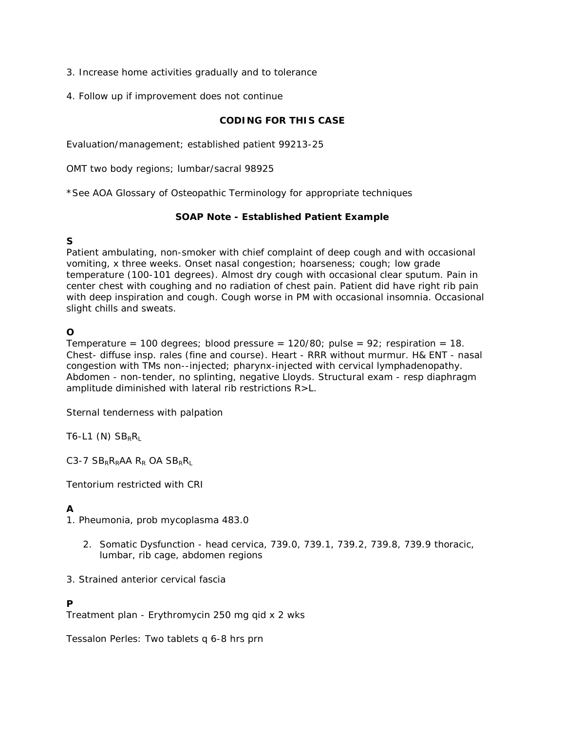3. Increase home activities gradually and to tolerance

4. Follow up if improvement does not continue

## CODING FOR THIS CASE

Evaluation/management; established patient 99213-25

OMT two body regions; lumbar/sacral 98925

*See AOA Glossary of Osteopathic Terminology for appropriate techniques

## SOAP Note - Established Patient Example

**S**

Patient ambulating, non-smoker with chief complaint of deep cough and with occasional vomiting, x three weeks. Onset nasal congestion; hoarseness; cough; low grade temperature (100-101 degrees). Almost dry cough with occasional clear sputum. Pain in center chest with coughing and no radiation of chest pain. Patient did have right rib pain with deep inspiration and cough. Cough worse in PM with occasional insomnia. Occasional slight chills and sweats.

**O**

Temperature = 100 degrees; blood pressure = 120/80; pulse = 92; respiration = 18. Chest- diffuse insp. rales (fine and course). Heart - RRR without murmur. H& ENT - nasal congestion with TMs non--injected; pharynx-injected with cervical lymphadenopathy. Abdomen - non-tender, no splinting, negative Lloyds. Structural exam - resp diaphragm amplitude diminished with lateral rib restrictions R>L.

Sternal tenderness with palpation

T6-L1 (N) $SB_RR_L$

C3-7 $SB_RR_RAA$ $R_R$ OA $SB_RR_L$

Tentorium restricted with CRI

**A**

1. Pheumonia, prob mycoplasma 483.0
2. Somatic Dysfunction - head cervica, 739.0, 739.1, 739.2, 739.8, 739.9 thoracic, lumbar, rib cage, abdomen regions
3. Strained anterior cervical fascia

**P**

Treatment plan - Erythromycin 250 mg qid x 2 wks

Tessalon Perles: Two tablets q 6-8 hrs prn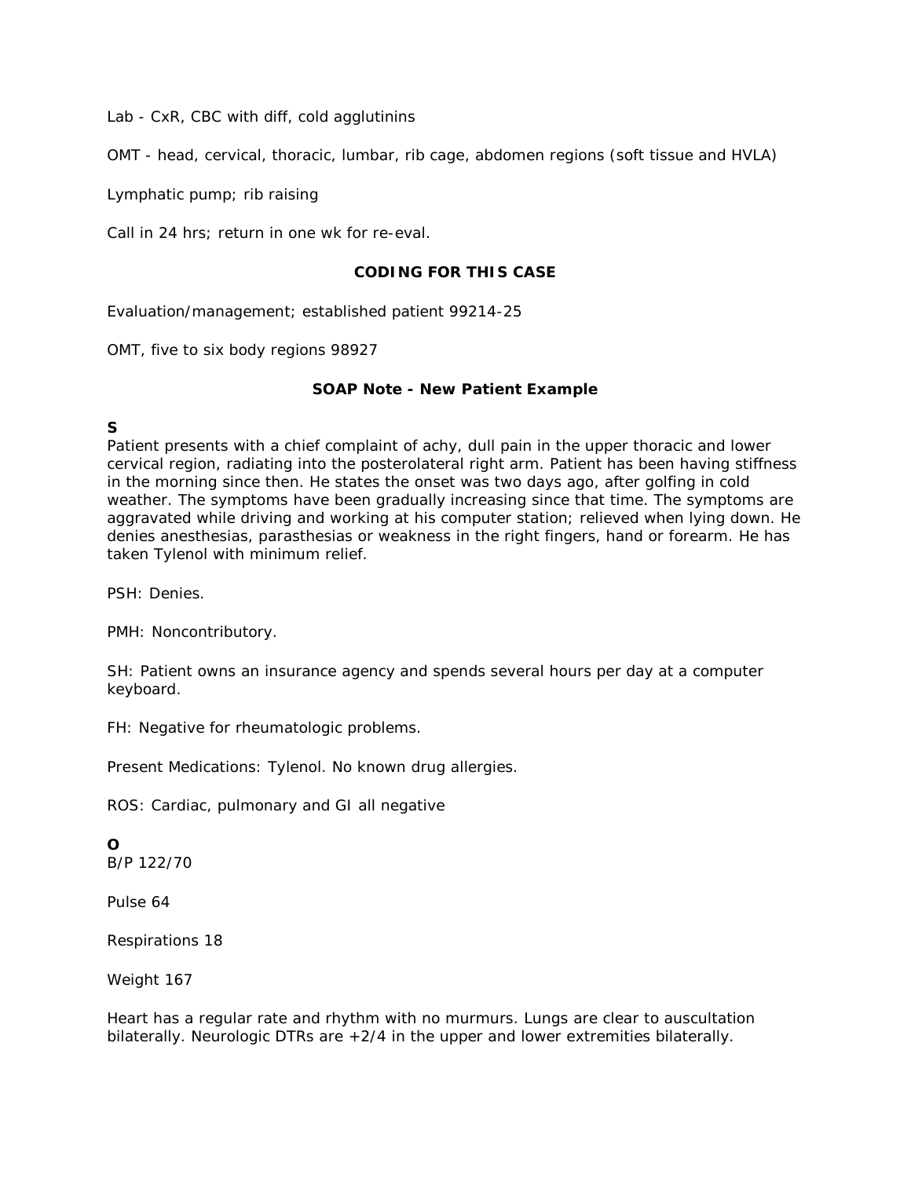Lab - CxR, CBC with diff, cold agglutinins

OMT - head, cervical, thoracic, lumbar, rib cage, abdomen regions (soft tissue and HVLA)

Lymphatic pump; rib raising

Call in 24 hrs; return in one wk for re-eval.

### CODING FOR THIS CASE

Evaluation/management; established patient 99214-25

OMT, five to six body regions 98927

### SOAP Note - New Patient Example

**S**

Patient presents with a chief complaint of achy, dull pain in the upper thoracic and lower cervical region, radiating into the posterolateral right arm. Patient has been having stiffness in the morning since then. He states the onset was two days ago, after golfing in cold weather. The symptoms have been gradually increasing since that time. The symptoms are aggravated while driving and working at his computer station; relieved when lying down. He denies anesthesias, parasthesias or weakness in the right fingers, hand or forearm. He has taken Tylenol with minimum relief.

PSH: Denies.

PMH: Noncontributory.

SH: Patient owns an insurance agency and spends several hours per day at a computer keyboard.

FH: Negative for rheumatologic problems.

Present Medications: Tylenol. No known drug allergies.

ROS: Cardiac, pulmonary and GI all negative

**O**

B/P 122/70

Pulse 64

Respirations 18

Weight 167

Heart has a regular rate and rhythm with no murmurs. Lungs are clear to auscultation bilaterally. Neurologic DTRs are +2/4 in the upper and lower extremities bilaterally.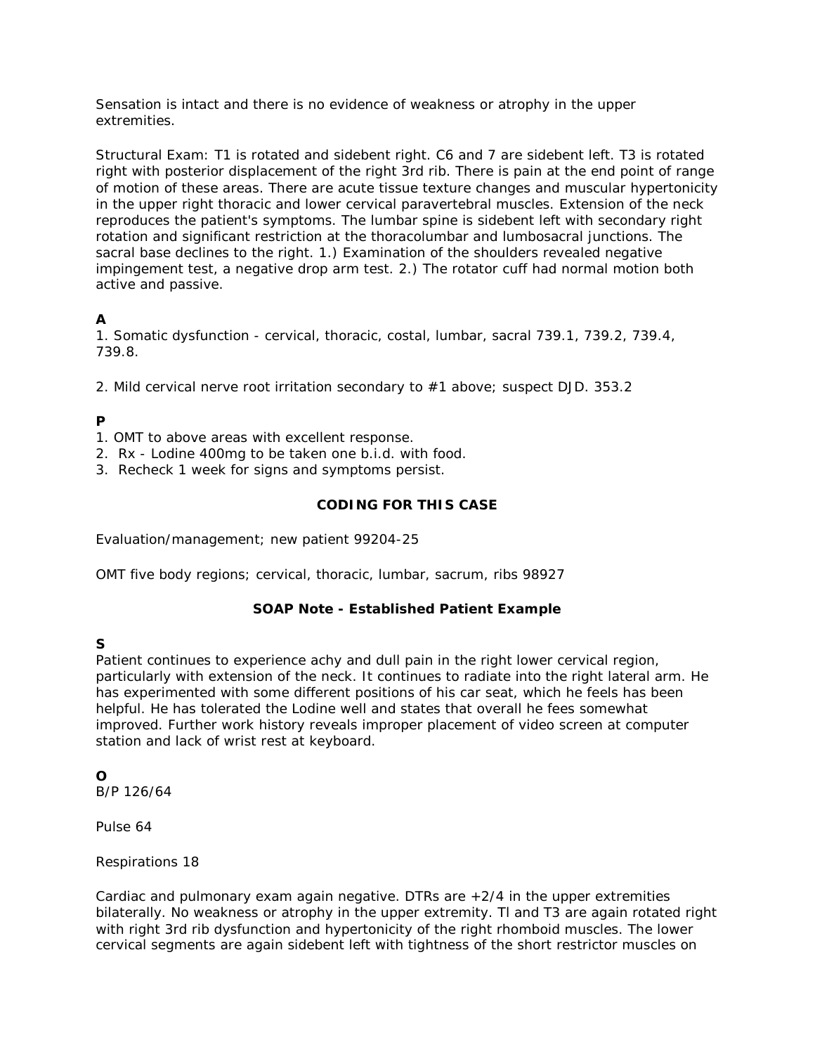Sensation is intact and there is no evidence of weakness or atrophy in the upper extremities.

Structural Exam: T1 is rotated and sidebent right. C6 and 7 are sidebent left. T3 is rotated right with posterior displacement of the right 3rd rib. There is pain at the end point of range of motion of these areas. There are acute tissue texture changes and muscular hypertonicity in the upper right thoracic and lower cervical paravertebral muscles. Extension of the neck reproduces the patient's symptoms. The lumbar spine is sidebent left with secondary right rotation and significant restriction at the thoracolumbar and lumbosacral junctions. The sacral base declines to the right. 1.) Examination of the shoulders revealed negative impingement test, a negative drop arm test. 2.) The rotator cuff had normal motion both active and passive.

**A**

1. Somatic dysfunction - cervical, thoracic, costal, lumbar, sacral 739.1, 739.2, 739.4, 739.8.

2. Mild cervical nerve root irritation secondary to #1 above; suspect DJD. 353.2

**P**

1. OMT to above areas with excellent response.
2. Rx - Lodine 400mg to be taken one b.i.d. with food.
3. Recheck 1 week for signs and symptoms persist.

**CODING FOR THIS CASE**

Evaluation/management; new patient 99204-25

OMT five body regions; cervical, thoracic, lumbar, sacrum, ribs 98927

**SOAP Note - Established Patient Example**

**S**

Patient continues to experience achy and dull pain in the right lower cervical region, particularly with extension of the neck. It continues to radiate into the right lateral arm. He has experimented with some different positions of his car seat, which he feels has been helpful. He has tolerated the Lodine well and states that overall he fees somewhat improved. Further work history reveals improper placement of video screen at computer station and lack of wrist rest at keyboard.

**O**

B/P 126/64

Pulse 64

Respirations 18

Cardiac and pulmonary exam again negative. DTRs are +2/4 in the upper extremities bilaterally. No weakness or atrophy in the upper extremity. Tl and T3 are again rotated right with right 3rd rib dysfunction and hypertonicity of the right rhomboid muscles. The lower cervical segments are again sidebent left with tightness of the short restrictor muscles on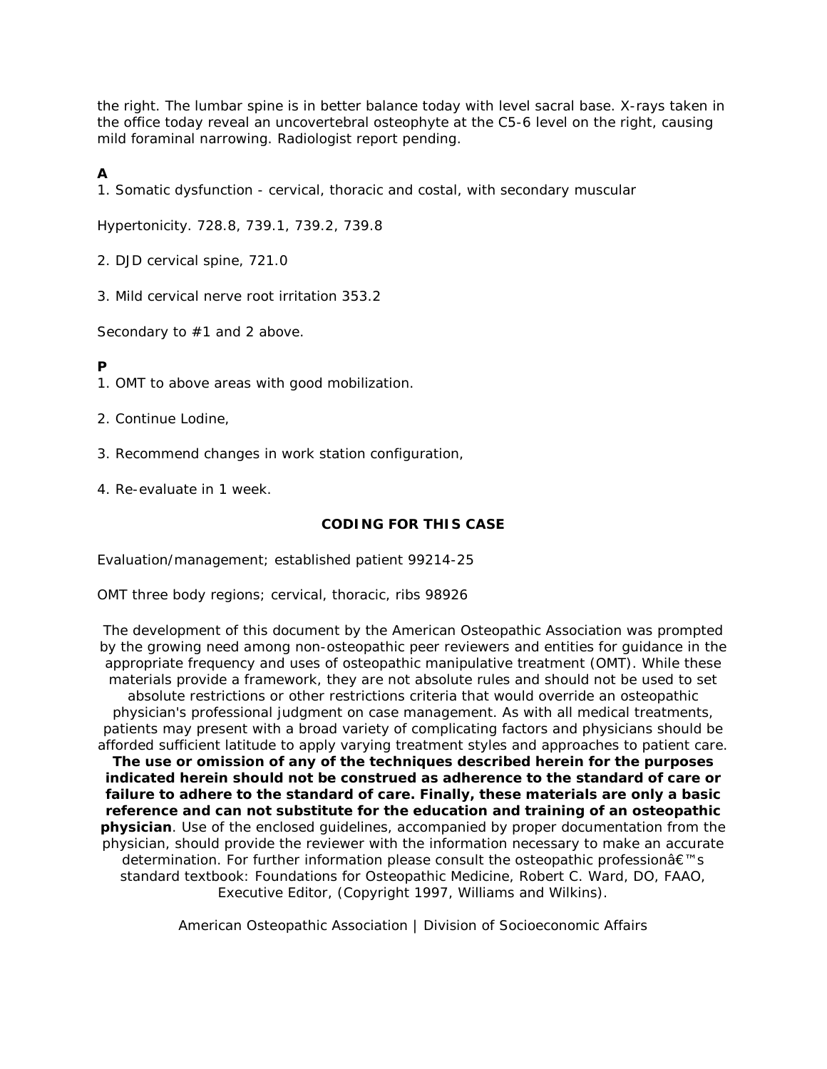the right. The lumbar spine is in better balance today with level sacral base. X-rays taken in the office today reveal an uncovertebral osteophyte at the C5-6 level on the right, causing mild foraminal narrowing. Radiologist report pending.

**A**

1. Somatic dysfunction - cervical, thoracic and costal, with secondary muscular

Hypertonicity. 728.8, 739.1, 739.2, 739.8

2. DJD cervical spine, 721.0

3. Mild cervical nerve root irritation 353.2

Secondary to #1 and 2 above.

**P**

1. OMT to above areas with good mobilization.

2. Continue Lodine,

3. Recommend changes in work station configuration,

4. Re-evaluate in 1 week.

**CODING FOR THIS CASE**

Evaluation/management; established patient 99214-25

OMT three body regions; cervical, thoracic, ribs 98926

The development of this document by the American Osteopathic Association was prompted by the growing need among non-osteopathic peer reviewers and entities for guidance in the appropriate frequency and uses of osteopathic manipulative treatment (OMT). While these materials provide a framework, they are not absolute rules and should not be used to set absolute restrictions or other restrictions criteria that would override an osteopathic physician's professional judgment on case management. As with all medical treatments, patients may present with a broad variety of complicating factors and physicians should be afforded sufficient latitude to apply varying treatment styles and approaches to patient care. **The use or omission of any of the techniques described herein for the purposes indicated herein should not be construed as adherence to the standard of care or failure to adhere to the standard of care. Finally, these materials are only a basic reference and can not substitute for the education and training of an osteopathic physician**. Use of the enclosed guidelines, accompanied by proper documentation from the physician, should provide the reviewer with the information necessary to make an accurate determination. For further information please consult the osteopathic professionâ€™s standard textbook: Foundations for Osteopathic Medicine, Robert C. Ward, DO, FAAO, Executive Editor, (Copyright 1997, Williams and Wilkins).

American Osteopathic Association | Division of Socioeconomic Affairs